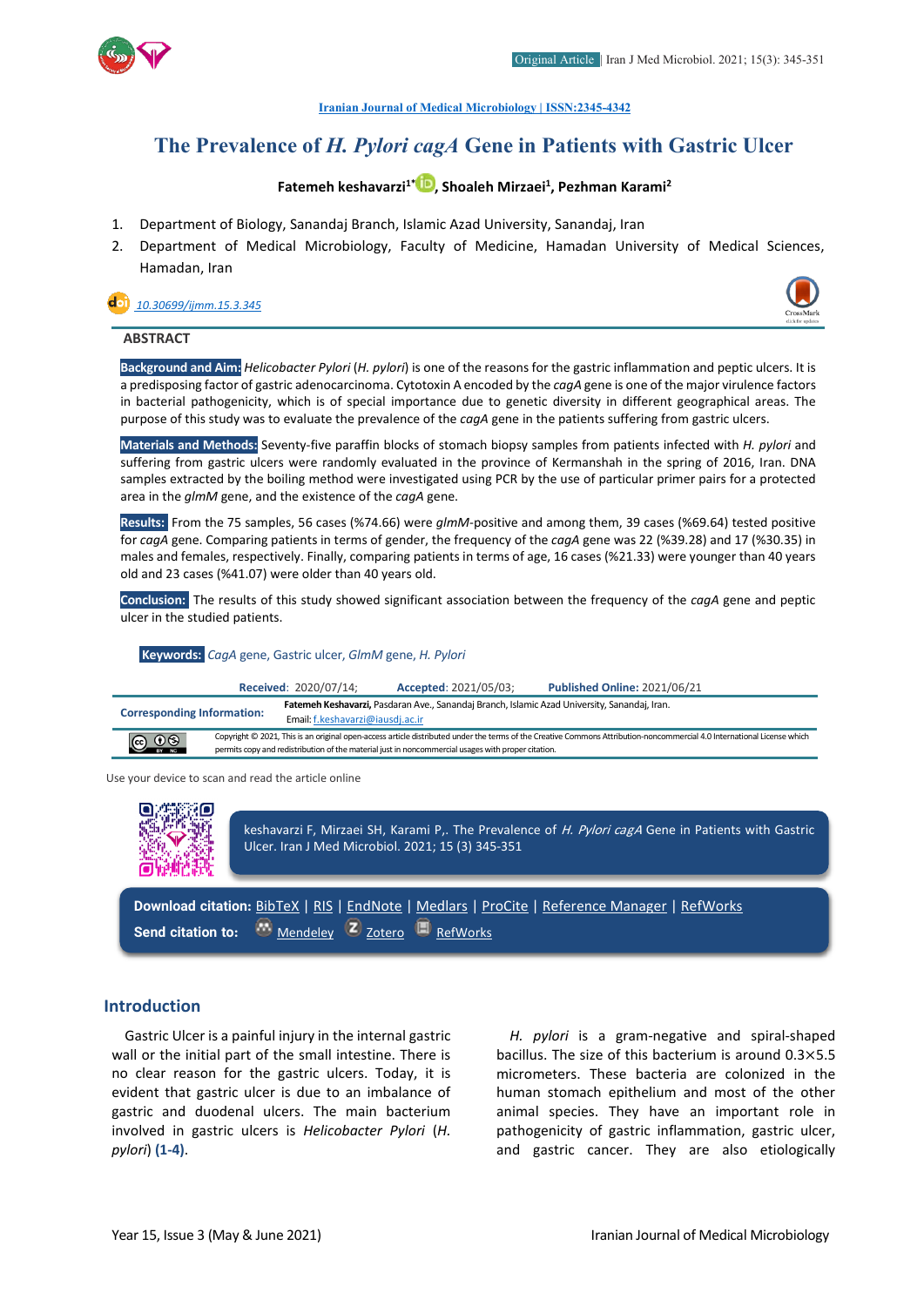Iranian Journal of Medical Microbiology | ISSN:2345-4342

# The Prevalence of *H. Pylori cagA* Gene in Patients with Gastric Ulcer

**Fatemeh keshavarzi[1*], Shoaleh Mirzaei[1], Pezhman Karami[2]**

1. Department of Biology, Sanandaj Branch, Islamic Azad University, Sanandaj, Iran
2. Department of Medical Microbiology, Faculty of Medicine, Hamadan University of Medical Sciences, Hamadan, Iran

10.30699/ijmm.15.3.345

## ABSTRACT

**Background and Aim:** *Helicobacter Pylori* (*H. pylori*) is one of the reasons for the gastric inflammation and peptic ulcers. It is a predisposing factor of gastric adenocarcinoma. Cytotoxin A encoded by the *cagA* gene is one of the major virulence factors in bacterial pathogenicity, which is of special importance due to genetic diversity in different geographical areas. The purpose of this study was to evaluate the prevalence of the *cagA* gene in the patients suffering from gastric ulcers.

**Materials and Methods:** Seventy-five paraffin blocks of stomach biopsy samples from patients infected with *H. pylori* and suffering from gastric ulcers were randomly evaluated in the province of Kermanshah in the spring of 2016, Iran. DNA samples extracted by the boiling method were investigated using PCR by the use of particular primer pairs for a protected area in the *glmM* gene, and the existence of the *cagA* gene.

**Results:** From the 75 samples, 56 cases (%74.66) were *glmM*-positive and among them, 39 cases (%69.64) tested positive for *cagA* gene. Comparing patients in terms of gender, the frequency of the *cagA* gene was 22 (%39.28) and 17 (%30.35) in males and females, respectively. Finally, comparing patients in terms of age, 16 cases (%21.33) were younger than 40 years old and 23 cases (%41.07) were older than 40 years old.

**Conclusion:** The results of this study showed significant association between the frequency of the *cagA* gene and peptic ulcer in the studied patients.

**Keywords:** *CagA* gene, Gastric ulcer, *GlmM* gene, *H. Pylori*

**Received**: 2020/07/14; **Accepted**: 2021/05/03; **Published Online:** 2021/06/21

**Corresponding Information:** **Fatemeh Keshavarzi,** Pasdaran Ave., Sanandaj Branch, Islamic Azad University, Sanandaj, Iran. Email: f.keshavarzi@iausdj.ac.ir

Copyright © 2021, This is an original open-access article distributed under the terms of the Creative Commons Attribution-noncommercial 4.0 International License which permits copy and redistribution of the material just in noncommercial usages with proper citation.

Use your device to scan and read the article online

keshavarzi F, Mirzaei SH, Karami P,. The Prevalence of *H. Pylori cagA* Gene in Patients with Gastric Ulcer. Iran J Med Microbiol. 2021; 15 (3) 345-351

**Download citation:** BibTeX | RIS | EndNote | Medlars | ProCite | Reference Manager | RefWorks
**Send citation to:** Mendeley  Zotero  RefWorks

## Introduction

Gastric Ulcer is a painful injury in the internal gastric wall or the initial part of the small intestine. There is no clear reason for the gastric ulcers. Today, it is evident that gastric ulcer is due to an imbalance of gastric and duodenal ulcers. The main bacterium involved in gastric ulcers is *Helicobacter Pylori* (*H. pylori*) **(1-4)**.

*H. pylori* is a gram-negative and spiral-shaped bacillus. The size of this bacterium is around 0.3×5.5 micrometers. These bacteria are colonized in the human stomach epithelium and most of the other animal species. They have an important role in pathogenicity of gastric inflammation, gastric ulcer, and gastric cancer. They are also etiologically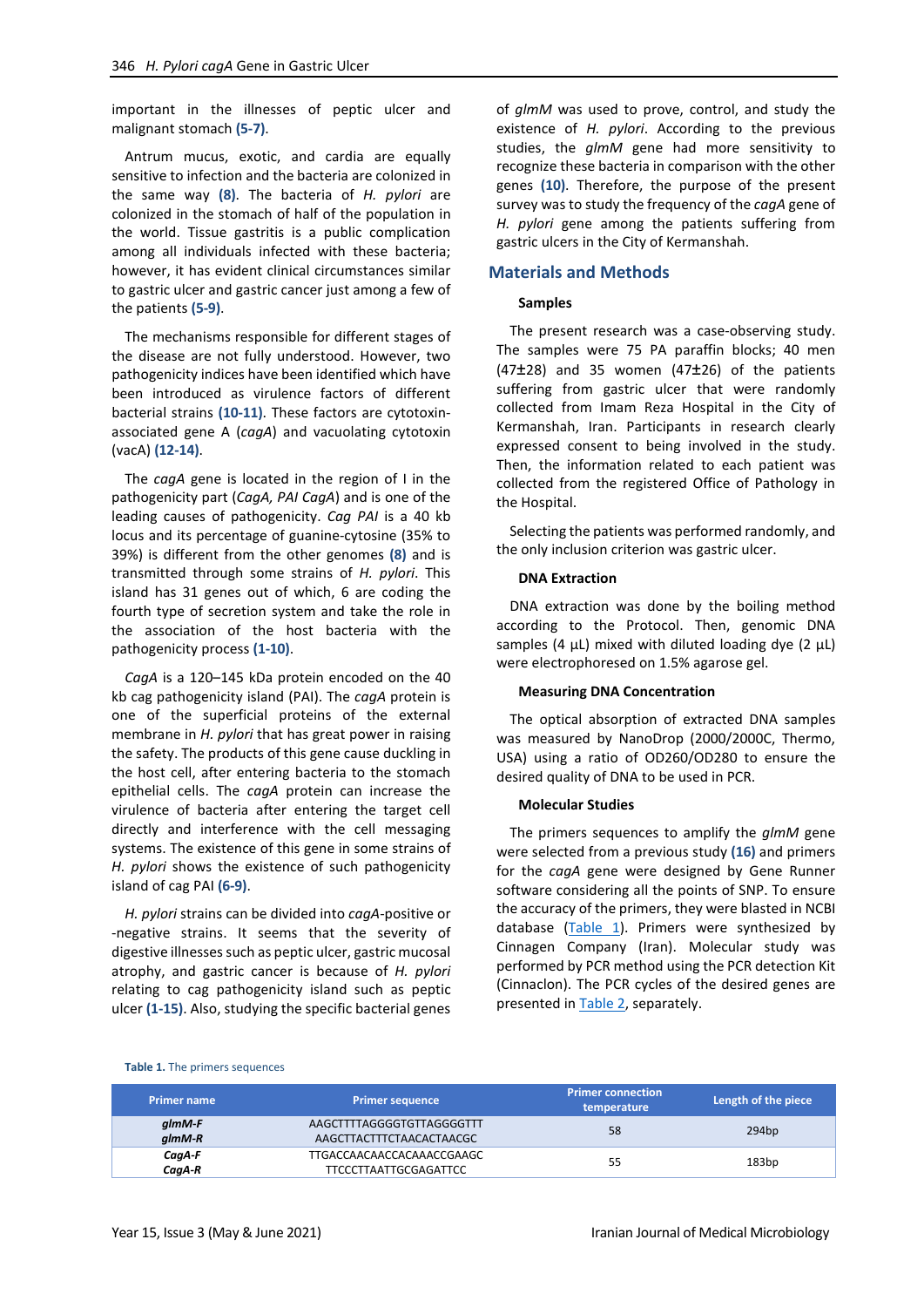important in the illnesses of peptic ulcer and malignant stomach **(5-7)**.

Antrum mucus, exotic, and cardia are equally sensitive to infection and the bacteria are colonized in the same way **(8)**. The bacteria of *H. pylori* are colonized in the stomach of half of the population in the world. Tissue gastritis is a public complication among all individuals infected with these bacteria; however, it has evident clinical circumstances similar to gastric ulcer and gastric cancer just among a few of the patients **(5-9)**.

The mechanisms responsible for different stages of the disease are not fully understood. However, two pathogenicity indices have been identified which have been introduced as virulence factors of different bacterial strains **(10-11)**. These factors are cytotoxin-associated gene A (*cagA*) and vacuolating cytotoxin (vacA) **(12-14)**.

The *cagA* gene is located in the region of I in the pathogenicity part (*CagA, PAI CagA*) and is one of the leading causes of pathogenicity. *Cag PAI* is a 40 kb locus and its percentage of guanine-cytosine (35% to 39%) is different from the other genomes **(8)** and is transmitted through some strains of *H. pylori*. This island has 31 genes out of which, 6 are coding the fourth type of secretion system and take the role in the association of the host bacteria with the pathogenicity process **(1-10)**.

*CagA* is a 120–145 kDa protein encoded on the 40 kb cag pathogenicity island (PAI). The *cagA* protein is one of the superficial proteins of the external membrane in *H. pylori* that has great power in raising the safety. The products of this gene cause duckling in the host cell, after entering bacteria to the stomach epithelial cells. The *cagA* protein can increase the virulence of bacteria after entering the target cell directly and interference with the cell messaging systems. The existence of this gene in some strains of *H. pylori* shows the existence of such pathogenicity island of cag PAI **(6-9)**.

*H. pylori* strains can be divided into *cagA*-positive or -negative strains. It seems that the severity of digestive illnesses such as peptic ulcer, gastric mucosal atrophy, and gastric cancer is because of *H. pylori* relating to cag pathogenicity island such as peptic ulcer **(1-15)**. Also, studying the specific bacterial genes of *glmM* was used to prove, control, and study the existence of *H. pylori*. According to the previous studies, the *glmM* gene had more sensitivity to recognize these bacteria in comparison with the other genes **(10)**. Therefore, the purpose of the present survey was to study the frequency of the *cagA* gene of *H. pylori* gene among the patients suffering from gastric ulcers in the City of Kermanshah.

## Materials and Methods

### Samples

The present research was a case-observing study. The samples were 75 PA paraffin blocks; 40 men (47±28) and 35 women (47±26) of the patients suffering from gastric ulcer that were randomly collected from Imam Reza Hospital in the City of Kermanshah, Iran. Participants in research clearly expressed consent to being involved in the study. Then, the information related to each patient was collected from the registered Office of Pathology in the Hospital.

Selecting the patients was performed randomly, and the only inclusion criterion was gastric ulcer.

### DNA Extraction

DNA extraction was done by the boiling method according to the Protocol. Then, genomic DNA samples (4 µL) mixed with diluted loading dye (2 µL) were electrophoresed on 1.5% agarose gel.

### Measuring DNA Concentration

The optical absorption of extracted DNA samples was measured by NanoDrop (2000/2000C, Thermo, USA) using a ratio of OD260/OD280 to ensure the desired quality of DNA to be used in PCR.

### Molecular Studies

The primers sequences to amplify the *glmM* gene were selected from a previous study **(16)** and primers for the *cagA* gene were designed by Gene Runner software considering all the points of SNP. To ensure the accuracy of the primers, they were blasted in NCBI database (Table 1). Primers were synthesized by Cinnagen Company (Iran). Molecular study was performed by PCR method using the PCR detection Kit (Cinnaclon). The PCR cycles of the desired genes are presented in Table 2, separately.

**Table 1.** The primers sequences

| Primer name | Primer sequence | Primer connection temperature | Length of the piece |
|---|---|---|---|
| *glmM-F*<br>*glmM-R* | AAGCTTTTAGGGGTGTTAGGGGTTT<br>AAGCTTACTTTCTAACACTAACGC | 58 | 294bp |
| *CagA-F*<br>*CagA-R* | TTGACCAACAACCACAAACCGAAGC<br>TTCCCTTAATTGCGAGATTCC | 55 | 183bp |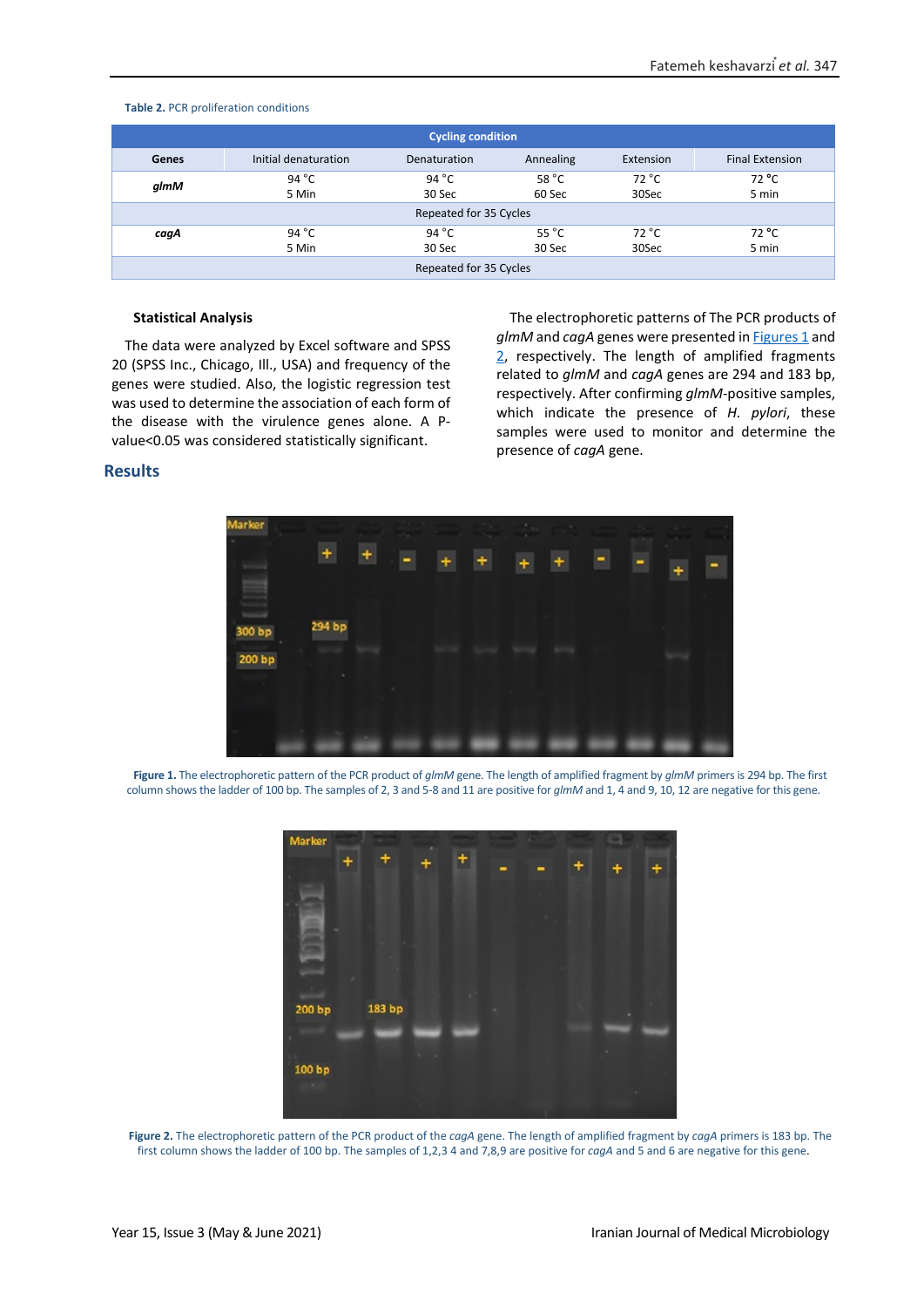**Table 2.** PCR proliferation conditions

| Cycling condition | | | | | |
|---|---|---|---|---|---|
| **Genes** | Initial denaturation | Denaturation | Annealing | Extension | Final Extension |
| ***glmM*** | 94 °C 5 Min | 94 °C 30 Sec | 58 °C 60 Sec | 72 °C 30Sec | 72 °C 5 min |
| Repeated for 35 Cycles | | | | | |
| ***cagA*** | 94 °C 5 Min | 94 °C 30 Sec | 55 °C 30 Sec | 72 °C 30Sec | 72 °C 5 min |
| Repeated for 35 Cycles | | | | | |

### Statistical Analysis

The data were analyzed by Excel software and SPSS 20 (SPSS Inc., Chicago, Ill., USA) and frequency of the genes were studied. Also, the logistic regression test was used to determine the association of each form of the disease with the virulence genes alone. A P-value<0.05 was considered statistically significant.

## Results

The electrophoretic patterns of The PCR products of *glmM* and *cagA* genes were presented in Figures 1 and 2, respectively. The length of amplified fragments related to *glmM* and *cagA* genes are 294 and 183 bp, respectively. After confirming *glmM*-positive samples, which indicate the presence of *H. pylori*, these samples were used to monitor and determine the presence of *cagA* gene.

**Figure 1.** The electrophoretic pattern of the PCR product of *glmM* gene. The length of amplified fragment by *glmM* primers is 294 bp. The first column shows the ladder of 100 bp. The samples of 2, 3 and 5-8 and 11 are positive for *glmM* and 1, 4 and 9, 10, 12 are negative for this gene.

**Figure 2.** The electrophoretic pattern of the PCR product of the *cagA* gene. The length of amplified fragment by *cagA* primers is 183 bp. The first column shows the ladder of 100 bp. The samples of 1,2,3 4 and 7,8,9 are positive for *cagA* and 5 and 6 are negative for this gene.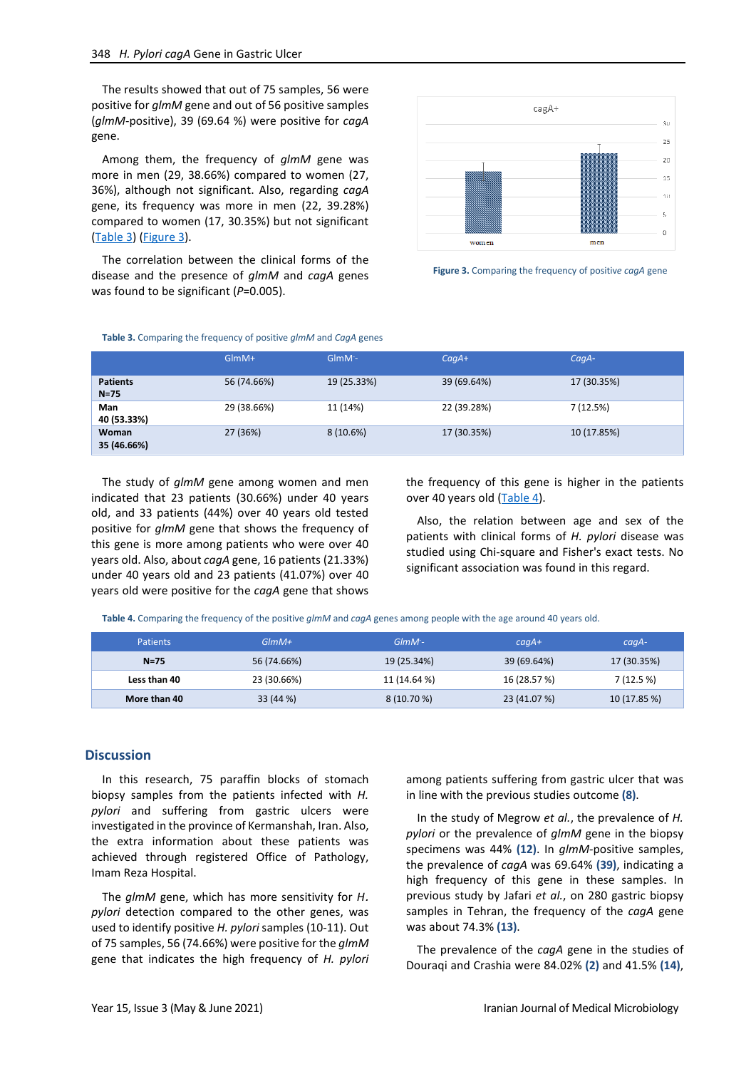The results showed that out of 75 samples, 56 were positive for *glmM* gene and out of 56 positive samples (*glmM*-positive), 39 (69.64 %) were positive for *cagA* gene.

Among them, the frequency of *glmM* gene was more in men (29, 38.66%) compared to women (27, 36%), although not significant. Also, regarding *cagA* gene, its frequency was more in men (22, 39.28%) compared to women (17, 30.35%) but not significant (Table 3) (Figure 3).

The correlation between the clinical forms of the disease and the presence of *glmM* and *cagA* genes was found to be significant (*P*=0.005).

**Figure 3.** Comparing the frequency of positive *cagA* gene

**Table 3.** Comparing the frequency of positive *glmM* and *CagA* genes

| | GlmM+ | GlmM- | *CagA+* | *CagA-* |
|---|---|---|---|---|
| **Patients N=75** | 56 (74.66%) | 19 (25.33%) | 39 (69.64%) | 17 (30.35%) |
| **Man 40 (53.33%)** | 29 (38.66%) | 11 (14%) | 22 (39.28%) | 7 (12.5%) |
| **Woman 35 (46.66%)** | 27 (36%) | 8 (10.6%) | 17 (30.35%) | 10 (17.85%) |

The study of *glmM* gene among women and men indicated that 23 patients (30.66%) under 40 years old, and 33 patients (44%) over 40 years old tested positive for *glmM* gene that shows the frequency of this gene is more among patients who were over 40 years old. Also, about *cagA* gene, 16 patients (21.33%) under 40 years old and 23 patients (41.07%) over 40 years old were positive for the *cagA* gene that shows the frequency of this gene is higher in the patients over 40 years old (Table 4).

Also, the relation between age and sex of the patients with clinical forms of *H. pylori* disease was studied using Chi-square and Fisher's exact tests. No significant association was found in this regard.

**Table 4.** Comparing the frequency of the positive *glmM* and *cagA* genes among people with the age around 40 years old.

| Patients | *GlmM+* | *GlmM-* | *cagA+* | *cagA-* |
|---|---|---|---|---|
| **N=75** | 56 (74.66%) | 19 (25.34%) | 39 (69.64%) | 17 (30.35%) |
| **Less than 40** | 23 (30.66%) | 11 (14.64 %) | 16 (28.57 %) | 7 (12.5 %) |
| **More than 40** | 33 (44 %) | 8 (10.70 %) | 23 (41.07 %) | 10 (17.85 %) |

## Discussion

In this research, 75 paraffin blocks of stomach biopsy samples from the patients infected with *H. pylori* and suffering from gastric ulcers were investigated in the province of Kermanshah, Iran. Also, the extra information about these patients was achieved through registered Office of Pathology, Imam Reza Hospital.

The *glmM* gene, which has more sensitivity for *H. pylori* detection compared to the other genes, was used to identify positive *H. pylori* samples (10-11). Out of 75 samples, 56 (74.66%) were positive for the *glmM* gene that indicates the high frequency of *H. pylori* among patients suffering from gastric ulcer that was in line with the previous studies outcome **(8)**.

In the study of Megrow *et al.*, the prevalence of *H. pylori* or the prevalence of *glmM* gene in the biopsy specimens was 44% **(12)**. In *glmM*-positive samples, the prevalence of *cagA* was 69.64% **(39)**, indicating a high frequency of this gene in these samples. In previous study by Jafari *et al.*, on 280 gastric biopsy samples in Tehran, the frequency of the *cagA* gene was about 74.3% **(13)**.

The prevalence of the *cagA* gene in the studies of Douraqi and Crashia were 84.02% **(2)** and 41.5% **(14)**,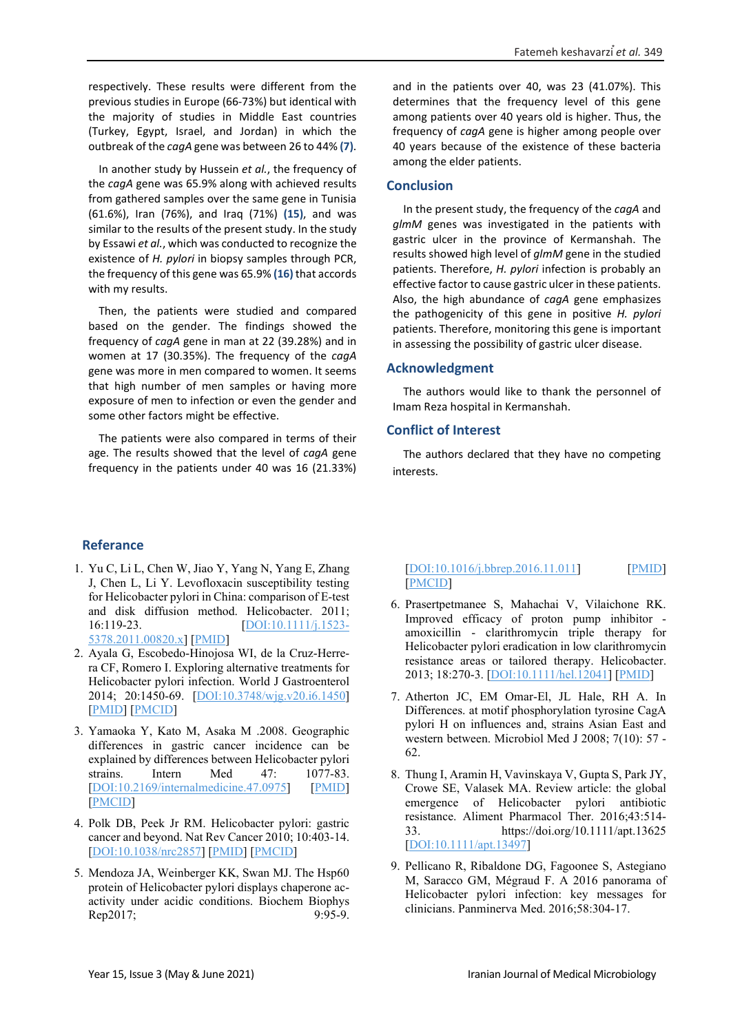respectively. These results were different from the previous studies in Europe (66-73%) but identical with the majority of studies in Middle East countries (Turkey, Egypt, Israel, and Jordan) in which the outbreak of the *cagA* gene was between 26 to 44% **(7)**.

In another study by Hussein *et al.*, the frequency of the *cagA* gene was 65.9% along with achieved results from gathered samples over the same gene in Tunisia (61.6%), Iran (76%), and Iraq (71%) **(15)**, and was similar to the results of the present study. In the study by Essawi *et al.*, which was conducted to recognize the existence of *H. pylori* in biopsy samples through PCR, the frequency of this gene was 65.9% **(16)** that accords with my results.

Then, the patients were studied and compared based on the gender. The findings showed the frequency of *cagA* gene in man at 22 (39.28%) and in women at 17 (30.35%). The frequency of the *cagA* gene was more in men compared to women. It seems that high number of men samples or having more exposure of men to infection or even the gender and some other factors might be effective.

The patients were also compared in terms of their age. The results showed that the level of *cagA* gene frequency in the patients under 40 was 16 (21.33%) and in the patients over 40, was 23 (41.07%). This determines that the frequency level of this gene among patients over 40 years old is higher. Thus, the frequency of *cagA* gene is higher among people over 40 years because of the existence of these bacteria among the elder patients.

## Conclusion

In the present study, the frequency of the *cagA* and *glmM* genes was investigated in the patients with gastric ulcer in the province of Kermanshah. The results showed high level of *glmM* gene in the studied patients. Therefore, *H. pylori* infection is probably an effective factor to cause gastric ulcer in these patients. Also, the high abundance of *cagA* gene emphasizes the pathogenicity of this gene in positive *H. pylori* patients. Therefore, monitoring this gene is important in assessing the possibility of gastric ulcer disease.

## Acknowledgment

The authors would like to thank the personnel of Imam Reza hospital in Kermanshah.

## Conflict of Interest

The authors declared that they have no competing interests.

## Referance

1. Yu C, Li L, Chen W, Jiao Y, Yang N, Yang E, Zhang J, Chen L, Li Y. Levofloxacin susceptibility testing for Helicobacter pylori in China: comparison of E-test and disk diffusion method. Helicobacter. 2011; 16:119-23. [DOI:10.1111/j.1523-5378.2011.00820.x] [PMID]
2. Ayala G, Escobedo-Hinojosa WI, de la Cruz-Herrera CF, Romero I. Exploring alternative treatments for Helicobacter pylori infection. World J Gastroenterol 2014; 20:1450-69. [DOI:10.3748/wjg.v20.i6.1450] [PMID] [PMCID]
3. Yamaoka Y, Kato M, Asaka M .2008. Geographic differences in gastric cancer incidence can be explained by differences between Helicobacter pylori strains. Intern Med 47: 1077-83. [DOI:10.2169/internalmedicine.47.0975] [PMID] [PMCID]
4. Polk DB, Peek Jr RM. Helicobacter pylori: gastric cancer and beyond. Nat Rev Cancer 2010; 10:403-14. [DOI:10.1038/nrc2857] [PMID] [PMCID]
5. Mendoza JA, Weinberger KK, Swan MJ. The Hsp60 protein of Helicobacter pylori displays chaperone ac-activity under acidic conditions. Biochem Biophys Rep2017; 9:95-9. [DOI:10.1016/j.bbrep.2016.11.011] [PMID] [PMCID]
6. Prasertpetmanee S, Mahachai V, Vilaichone RK. Improved efficacy of proton pump inhibitor - amoxicillin - clarithromycin triple therapy for Helicobacter pylori eradication in low clarithromycin resistance areas or tailored therapy. Helicobacter. 2013; 18:270-3. [DOI:10.1111/hel.12041] [PMID]
7. Atherton JC, EM Omar-El, JL Hale, RH A. In Differences. at motif phosphorylation tyrosine CagA pylori H on influences and, strains Asian East and western between. Microbiol Med J 2008; 7(10): 57 - 62.
8. Thung I, Aramin H, Vavinskaya V, Gupta S, Park JY, Crowe SE, Valasek MA. Review article: the global emergence of Helicobacter pylori antibiotic resistance. Aliment Pharmacol Ther. 2016;43:514-33. https://doi.org/10.1111/apt.13625 [DOI:10.1111/apt.13497]
9. Pellicano R, Ribaldone DG, Fagoonee S, Astegiano M, Saracco GM, Mégraud F. A 2016 panorama of Helicobacter pylori infection: key messages for clinicians. Panminerva Med. 2016;58:304-17.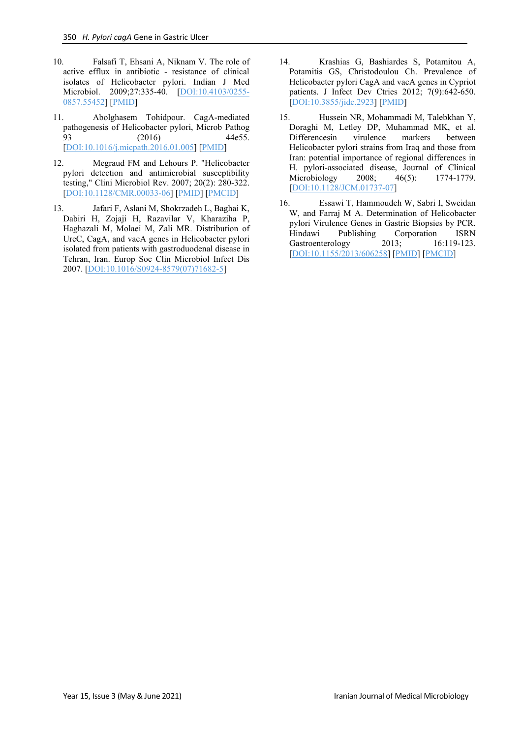10. Falsafi T, Ehsani A, Niknam V. The role of active efflux in antibiotic - resistance of clinical isolates of Helicobacter pylori. Indian J Med Microbiol. 2009;27:335-40. [DOI:10.4103/0255-0857.55452] [PMID]

11. Abolghasem Tohidpour. CagA-mediated pathogenesis of Helicobacter pylori, Microb Pathog 93 (2016) 44e55. [DOI:10.1016/j.micpath.2016.01.005] [PMID]

12. Megraud FM and Lehours P. "Helicobacter pylori detection and antimicrobial susceptibility testing," Clini Microbiol Rev. 2007; 20(2): 280-322. [DOI:10.1128/CMR.00033-06] [PMID] [PMCID]

13. Jafari F, Aslani M, Shokrzadeh L, Baghai K, Dabiri H, Zojaji H, Razavilar V, Kharaziha P, Haghazali M, Molaei M, Zali MR. Distribution of UreC, CagA, and vacA genes in Helicobacter pylori isolated from patients with gastroduodenal disease in Tehran, Iran. Europ Soc Clin Microbiol Infect Dis 2007. [DOI:10.1016/S0924-8579(07)71682-5]

14. Krashias G, Bashiardes S, Potamitou A, Potamitis GS, Christodoulou Ch. Prevalence of Helicobacter pylori CagA and vacA genes in Cypriot patients. J Infect Dev Ctries 2012; 7(9):642-650. [DOI:10.3855/jidc.2923] [PMID]

15. Hussein NR, Mohammadi M, Talebkhan Y, Doraghi M, Letley DP, Muhammad MK, et al. Differencesin virulence markers between Helicobacter pylori strains from Iraq and those from Iran: potential importance of regional differences in H. pylori-associated disease, Journal of Clinical Microbiology 2008; 46(5): 1774-1779. [DOI:10.1128/JCM.01737-07]

16. Essawi T, Hammoudeh W, Sabri I, Sweidan W, and Farraj M A. Determination of Helicobacter pylori Virulence Genes in Gastric Biopsies by PCR. Hindawi Publishing Corporation ISRN Gastroenterology 2013; 16:119-123. [DOI:10.1155/2013/606258] [PMID] [PMCID]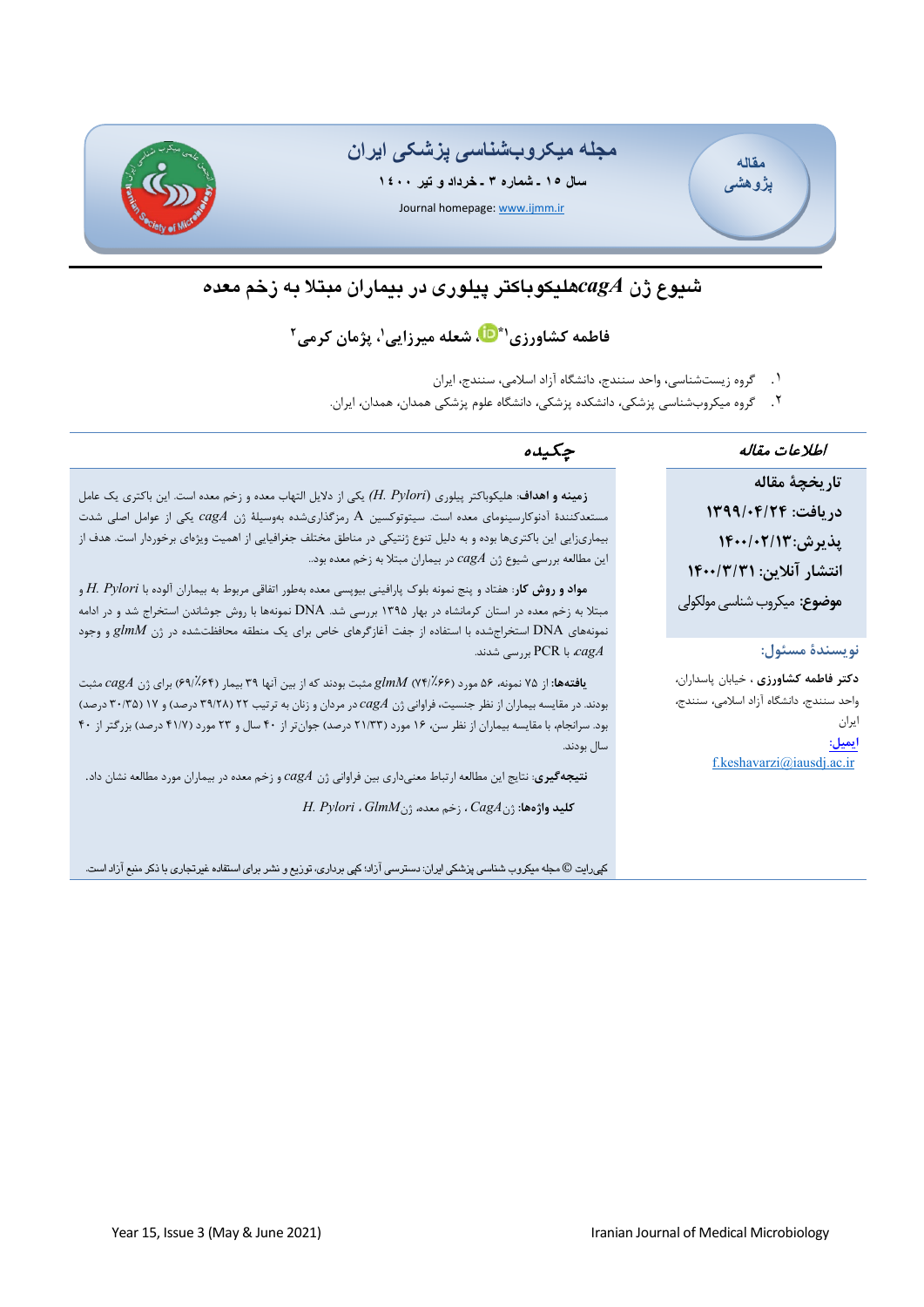مجله میکروب‌شناسی پزشکی ایران

سال ۱۵ ـ شماره ۳ ـ خرداد و تیر ۱٤۰۰

Journal homepage: www.ijmm.ir

مقاله پژوهشی

# شیوع ژن *cagA* هلیکوباکتر پیلوری در بیماران مبتلا به زخم معده

**فاطمه کشاورزی[۱*]، شعله میرزایی[۱]، پژمان کرمی[۲]**

۱. گروه زیست‌شناسی، واحد سنندج، دانشگاه آزاد اسلامی، سنندج، ایران

۲. گروه میکروب‌شناسی پزشکی، دانشکده پزشکی، دانشگاه علوم پزشکی همدان، همدان، ایران.

## اطلاعات مقاله

**تاریخچهٔ مقاله**

**دریافت:** ۱۳۹۹/۰۴/۲۴

**پذیرش:** ۱۴۰۰/۰۲/۱۳

**انتشار آنلاین:** ۱۴۰۰/۰۳/۳۱

**موضوع:** میکروب شناسی مولکولی

**نویسندهٔ مسئول:**

**دکتر فاطمه کشاورزی** ، خیابان پاسداران، واحد سنندج، دانشگاه آزاد اسلامی، سنندج، ایران

**ایمیل:**

f.keshavarzi@iausdj.ac.ir

## چکیده

**زمینه و اهداف:** هلیکوباکتر پیلوری (*H. Pylori*) یکی از دلایل التهاب معده و زخم معده است. این باکتری یک عامل مستعدکنندهٔ آدنوکارسینومای معده است. سیتوتوکسین A رمزگذاری‌شده به‌وسیلهٔ ژن *cagA* یکی از عوامل اصلی شدت بیماری‌زایی این باکتری‌ها بوده و به دلیل تنوع ژنتیکی در مناطق مختلف جغرافیایی از اهمیت ویژه‌ای برخوردار است. هدف از این مطالعه بررسی شیوع ژن *cagA* در بیماران مبتلا به زخم معده بود.

**مواد و روش کار:** هفتاد و پنج نمونه بلوک پارافینی بیوپسی معده به‌طور اتفاقی مربوط به بیماران آلوده به *H. Pylori* و مبتلا به زخم معده در استان کرمانشاه در بهار ۱۳۹۵ بررسی شد. DNA نمونه‌ها با روش جوشاندن استخراج شد و در ادامه نمونه‌های DNA استخراج‌شده با استفاده از جفت آغازگرهای خاص برای یک منطقه محافظت‌شده در ژن *glmM* و وجود *cagA* با PCR بررسی شدند.

**یافته‌ها:** از ۷۵ نمونه، ۵۶ مورد (۷۴/۶۶٪) *glmM* مثبت بودند که از بین آنها ۳۹ بیمار (۶۹/۶۴٪) برای ژن *cagA* مثبت بودند. در مقایسه بیماران از نظر جنسیت، فراوانی ژن *cagA* در مردان و زنان به ترتیب ۲۲ (۳۹/۲۸ درصد) و ۱۷ (۳۰/۳۵ درصد) بود. سرانجام، با مقایسه بیماران از نظر سن، ۱۶ مورد (۲۱/۳۳ درصد) جوان‌تر از ۴۰ سال و ۲۳ مورد (۴۱/۷ درصد) بزرگ‌تر از ۴۰ سال بودند.

**نتیجه‌گیری:** نتایج این مطالعه ارتباط معنی‌داری بین فراوانی ژن *cagA* و زخم معده در بیماران مورد مطالعه نشان داد.

**کلید واژه‌ها:** ژن *CagA* ، زخم معده، ژن *GlmM* ، *H. Pylori*

کپی‌رایت © مجله میکروب شناسی پزشکی ایران: دسترسی آزاد؛ کپی برداری، توزیع و نشر برای استفاده غیرتجاری با ذکر منبع آزاد است.